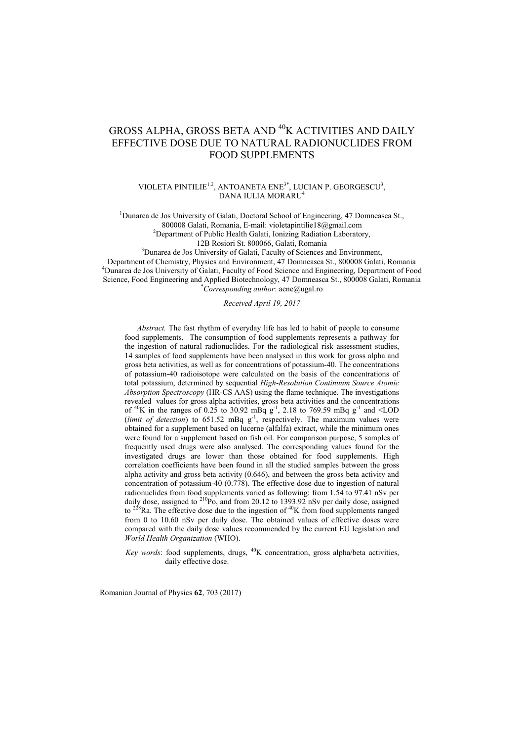# GROSS ALPHA, GROSS BETA AND $^{40}$K ACTIVITIES AND DAILY EFFECTIVE DOSE DUE TO NATURAL RADIONUCLIDES FROM FOOD SUPPLEMENTS

VIOLETA PINTILIE[1,2], ANTOANETA ENE[3*], LUCIAN P. GEORGESCU[3], DANA IULIA MORARU[4]

[1]Dunarea de Jos University of Galati, Doctoral School of Engineering, 47 Domneasca St., 800008 Galati, Romania, E-mail: violetapintilie18@gmail.com
[2]Department of Public Health Galati, Ionizing Radiation Laboratory, 12B Rosiori St. 800066, Galati, Romania
[3]Dunarea de Jos University of Galati, Faculty of Sciences and Environment, Department of Chemistry, Physics and Environment, 47 Domneasca St., 800008 Galati, Romania
[4]Dunarea de Jos University of Galati, Faculty of Food Science and Engineering, Department of Food Science, Food Engineering and Applied Biotechnology, 47 Domneasca St., 800008 Galati, Romania
[*]*Corresponding author*: aene@ugal.ro

*Received April 19, 2017*

*Abstract.* The fast rhythm of everyday life has led to habit of people to consume food supplements. The consumption of food supplements represents a pathway for the ingestion of natural radionuclides. For the radiological risk assessment studies, 14 samples of food supplements have been analysed in this work for gross alpha and gross beta activities, as well as for concentrations of potassium-40. The concentrations of potassium-40 radioisotope were calculated on the basis of the concentrations of total potassium, determined by sequential *High-Resolution Continuum Source Atomic Absorption Spectroscopy* (HR-CS AAS) using the flame technique. The investigations revealed values for gross alpha activities, gross beta activities and the concentrations of $^{40}$K in the ranges of 0.25 to 30.92 mBq g$^{-1}$, 2.18 to 769.59 mBq g$^{-1}$ and <LOD (*limit of detection*) to 651.52 mBq g$^{-1}$, respectively. The maximum values were obtained for a supplement based on lucerne (alfalfa) extract, while the minimum ones were found for a supplement based on fish oil. For comparison purpose, 5 samples of frequently used drugs were also analysed. The corresponding values found for the investigated drugs are lower than those obtained for food supplements. High correlation coefficients have been found in all the studied samples between the gross alpha activity and gross beta activity (0.646), and between the gross beta activity and concentration of potassium-40 (0.778). The effective dose due to ingestion of natural radionuclides from food supplements varied as following: from 1.54 to 97.41 nSv per daily dose, assigned to $^{210}$Po, and from 20.12 to 1393.92 nSv per daily dose, assigned to $^{228}$Ra. The effective dose due to the ingestion of $^{40}$K from food supplements ranged from 0 to 10.60 nSv per daily dose. The obtained values of effective doses were compared with the daily dose values recommended by the current EU legislation and *World Health Organization* (WHO).

*Key words*: food supplements, drugs, $^{40}$K concentration, gross alpha/beta activities, daily effective dose.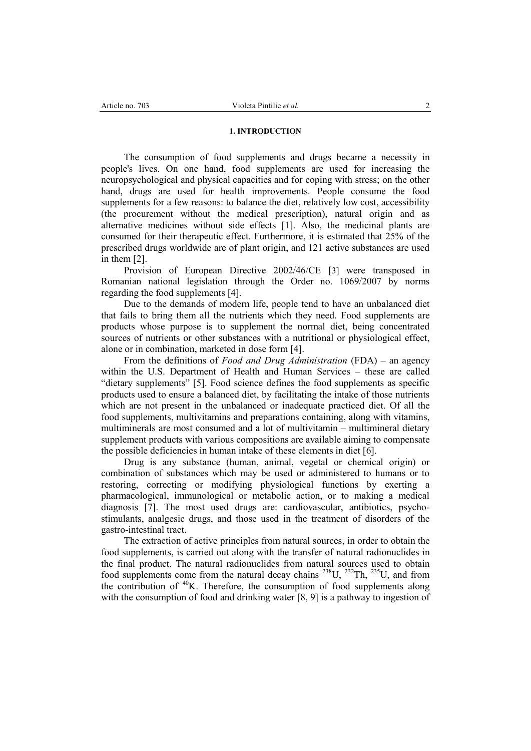## 1. INTRODUCTION

The consumption of food supplements and drugs became a necessity in people's lives. On one hand, food supplements are used for increasing the neuropsychological and physical capacities and for coping with stress; on the other hand, drugs are used for health improvements. People consume the food supplements for a few reasons: to balance the diet, relatively low cost, accessibility (the procurement without the medical prescription), natural origin and as alternative medicines without side effects [1]. Also, the medicinal plants are consumed for their therapeutic effect. Furthermore, it is estimated that 25% of the prescribed drugs worldwide are of plant origin, and 121 active substances are used in them [2].

Provision of European Directive 2002/46/CE [3] were transposed in Romanian national legislation through the Order no. 1069/2007 by norms regarding the food supplements [4].

Due to the demands of modern life, people tend to have an unbalanced diet that fails to bring them all the nutrients which they need. Food supplements are products whose purpose is to supplement the normal diet, being concentrated sources of nutrients or other substances with a nutritional or physiological effect, alone or in combination, marketed in dose form [4].

From the definitions of *Food and Drug Administration* (FDA) – an agency within the U.S. Department of Health and Human Services – these are called "dietary supplements" [5]. Food science defines the food supplements as specific products used to ensure a balanced diet, by facilitating the intake of those nutrients which are not present in the unbalanced or inadequate practiced diet. Of all the food supplements, multivitamins and preparations containing, along with vitamins, multiminerals are most consumed and a lot of multivitamin – multimineral dietary supplement products with various compositions are available aiming to compensate the possible deficiencies in human intake of these elements in diet [6].

Drug is any substance (human, animal, vegetal or chemical origin) or combination of substances which may be used or administered to humans or to restoring, correcting or modifying physiological functions by exerting a pharmacological, immunological or metabolic action, or to making a medical diagnosis [7]. The most used drugs are: cardiovascular, antibiotics, psycho-stimulants, analgesic drugs, and those used in the treatment of disorders of the gastro-intestinal tract.

The extraction of active principles from natural sources, in order to obtain the food supplements, is carried out along with the transfer of natural radionuclides in the final product. The natural radionuclides from natural sources used to obtain food supplements come from the natural decay chains $^{238}U$, $^{232}Th$, $^{235}U$, and from the contribution of $^{40}K$. Therefore, the consumption of food supplements along with the consumption of food and drinking water [8, 9] is a pathway to ingestion of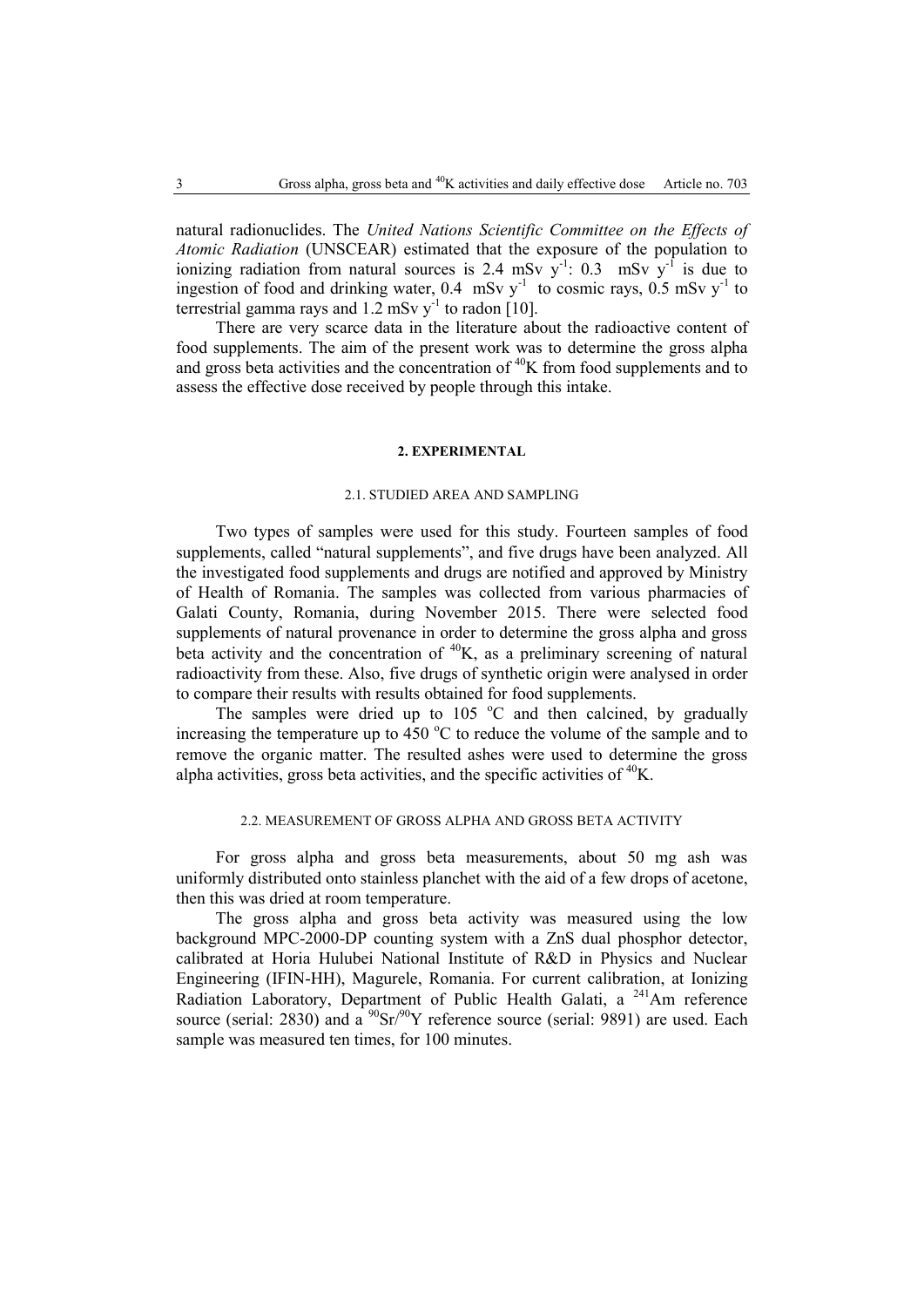natural radionuclides. The *United Nations Scientific Committee on the Effects of Atomic Radiation* (UNSCEAR) estimated that the exposure of the population to ionizing radiation from natural sources is 2.4 mSv $y^{-1}$: 0.3 mSv $y^{-1}$ is due to ingestion of food and drinking water, 0.4 mSv $y^{-1}$ to cosmic rays, 0.5 mSv $y^{-1}$ to terrestrial gamma rays and 1.2 mSv $y^{-1}$ to radon [10].

There are very scarce data in the literature about the radioactive content of food supplements. The aim of the present work was to determine the gross alpha and gross beta activities and the concentration of $^{40}$K from food supplements and to assess the effective dose received by people through this intake.

## 2. EXPERIMENTAL

### 2.1. STUDIED AREA AND SAMPLING

Two types of samples were used for this study. Fourteen samples of food supplements, called "natural supplements", and five drugs have been analyzed. All the investigated food supplements and drugs are notified and approved by Ministry of Health of Romania. The samples was collected from various pharmacies of Galati County, Romania, during November 2015. There were selected food supplements of natural provenance in order to determine the gross alpha and gross beta activity and the concentration of $^{40}$K, as a preliminary screening of natural radioactivity from these. Also, five drugs of synthetic origin were analysed in order to compare their results with results obtained for food supplements.

The samples were dried up to 105 $^{o}$C and then calcined, by gradually increasing the temperature up to 450 $^{o}$C to reduce the volume of the sample and to remove the organic matter. The resulted ashes were used to determine the gross alpha activities, gross beta activities, and the specific activities of $^{40}$K.

### 2.2. MEASUREMENT OF GROSS ALPHA AND GROSS BETA ACTIVITY

For gross alpha and gross beta measurements, about 50 mg ash was uniformly distributed onto stainless planchet with the aid of a few drops of acetone, then this was dried at room temperature.

The gross alpha and gross beta activity was measured using the low background MPC-2000-DP counting system with a ZnS dual phosphor detector, calibrated at Horia Hulubei National Institute of R&D in Physics and Nuclear Engineering (IFIN-HH), Magurele, Romania. For current calibration, at Ionizing Radiation Laboratory, Department of Public Health Galati, a $^{241}$Am reference source (serial: 2830) and a $^{90}$Sr/$^{90}$Y reference source (serial: 9891) are used. Each sample was measured ten times, for 100 minutes.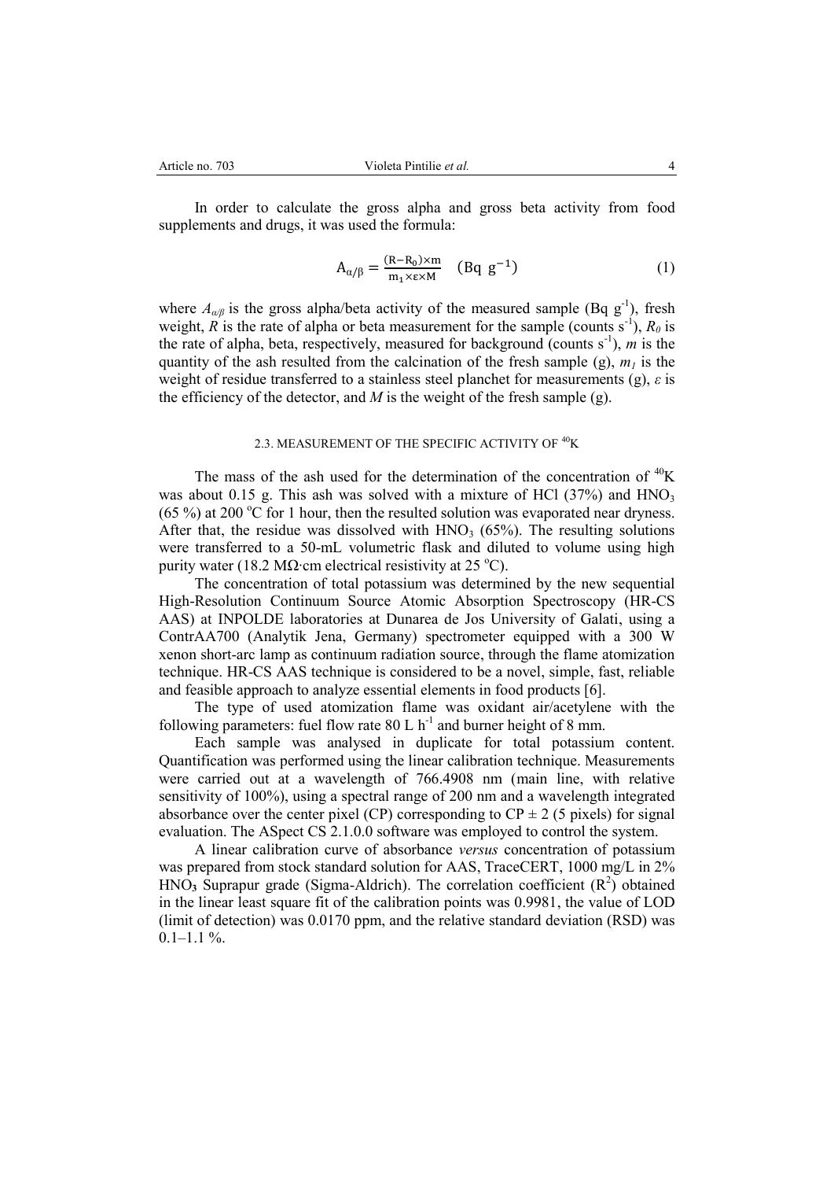In order to calculate the gross alpha and gross beta activity from food supplements and drugs, it was used the formula:

$$A_{\alpha/\beta} = \frac{(R-R_0)\times m}{m_1\times \varepsilon \times M} \quad (\mathrm{Bq\ g^{-1}}) \tag{1}$$

where $A_{\alpha/\beta}$ is the gross alpha/beta activity of the measured sample (Bq $g^{-1}$), fresh weight, $R$ is the rate of alpha or beta measurement for the sample (counts $s^{-1}$), $R_0$ is the rate of alpha, beta, respectively, measured for background (counts $s^{-1}$), $m$ is the quantity of the ash resulted from the calcination of the fresh sample (g), $m_1$ is the weight of residue transferred to a stainless steel planchet for measurements (g), $\varepsilon$ is the efficiency of the detector, and $M$ is the weight of the fresh sample (g).

### 2.3. MEASUREMENT OF THE SPECIFIC ACTIVITY OF $^{40}$K

The mass of the ash used for the determination of the concentration of $^{40}$K was about 0.15 g. This ash was solved with a mixture of HCl (37%) and $HNO_3$ (65 %) at 200 °C for 1 hour, then the resulted solution was evaporated near dryness. After that, the residue was dissolved with $HNO_3$ (65%). The resulting solutions were transferred to a 50-mL volumetric flask and diluted to volume using high purity water (18.2 MΩ·cm electrical resistivity at 25 °C).

The concentration of total potassium was determined by the new sequential High-Resolution Continuum Source Atomic Absorption Spectroscopy (HR-CS AAS) at INPOLDE laboratories at Dunarea de Jos University of Galati, using a ContrAA700 (Analytik Jena, Germany) spectrometer equipped with a 300 W xenon short-arc lamp as continuum radiation source, through the flame atomization technique. HR-CS AAS technique is considered to be a novel, simple, fast, reliable and feasible approach to analyze essential elements in food products [6].

The type of used atomization flame was oxidant air/acetylene with the following parameters: fuel flow rate 80 L $h^{-1}$ and burner height of 8 mm.

Each sample was analysed in duplicate for total potassium content. Quantification was performed using the linear calibration technique. Measurements were carried out at a wavelength of 766.4908 nm (main line, with relative sensitivity of 100%), using a spectral range of 200 nm and a wavelength integrated absorbance over the center pixel (CP) corresponding to CP ± 2 (5 pixels) for signal evaluation. The ASpect CS 2.1.0.0 software was employed to control the system.

A linear calibration curve of absorbance *versus* concentration of potassium was prepared from stock standard solution for AAS, TraceCERT, 1000 mg/L in 2% $HNO_3$ Suprapur grade (Sigma-Aldrich). The correlation coefficient ($R^2$) obtained in the linear least square fit of the calibration points was 0.9981, the value of LOD (limit of detection) was 0.0170 ppm, and the relative standard deviation (RSD) was 0.1–1.1 %.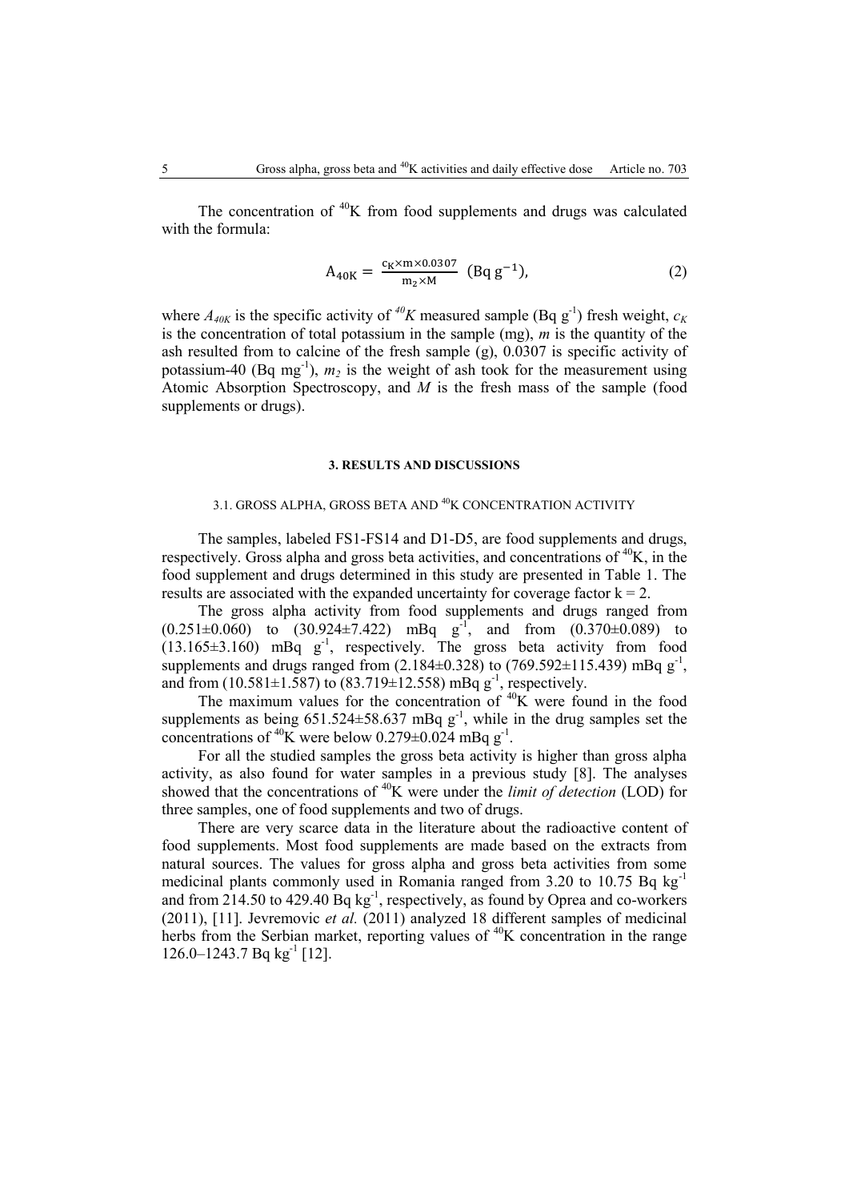The concentration of $^{40}$K from food supplements and drugs was calculated with the formula:

$$A_{40K} = \frac{c_K \times m \times 0.0307}{m_2 \times M} \ (\mathrm{Bq\ g^{-1}}), \tag{2}$$

where $A_{40K}$ is the specific activity of $^{40}K$ measured sample (Bq $g^{-1}$) fresh weight, $c_K$ is the concentration of total potassium in the sample (mg), $m$ is the quantity of the ash resulted from to calcine of the fresh sample (g), 0.0307 is specific activity of potassium-40 (Bq $mg^{-1}$), $m_2$ is the weight of ash took for the measurement using Atomic Absorption Spectroscopy, and $M$ is the fresh mass of the sample (food supplements or drugs).

## 3. RESULTS AND DISCUSSIONS

### 3.1. GROSS ALPHA, GROSS BETA AND $^{40}$K CONCENTRATION ACTIVITY

The samples, labeled FS1-FS14 and D1-D5, are food supplements and drugs, respectively. Gross alpha and gross beta activities, and concentrations of $^{40}$K, in the food supplement and drugs determined in this study are presented in Table 1. The results are associated with the expanded uncertainty for coverage factor k = 2.

The gross alpha activity from food supplements and drugs ranged from (0.251±0.060) to (30.924±7.422) mBq $g^{-1}$, and from (0.370±0.089) to (13.165±3.160) mBq $g^{-1}$, respectively. The gross beta activity from food supplements and drugs ranged from (2.184±0.328) to (769.592±115.439) mBq $g^{-1}$, and from (10.581±1.587) to (83.719±12.558) mBq $g^{-1}$, respectively.

The maximum values for the concentration of $^{40}$K were found in the food supplements as being 651.524±58.637 mBq $g^{-1}$, while in the drug samples set the concentrations of $^{40}$K were below 0.279±0.024 mBq $g^{-1}$.

For all the studied samples the gross beta activity is higher than gross alpha activity, as also found for water samples in a previous study [8]. The analyses showed that the concentrations of $^{40}$K were under the *limit of detection* (LOD) for three samples, one of food supplements and two of drugs.

There are very scarce data in the literature about the radioactive content of food supplements. Most food supplements are made based on the extracts from natural sources. The values for gross alpha and gross beta activities from some medicinal plants commonly used in Romania ranged from 3.20 to 10.75 Bq $kg^{-1}$ and from 214.50 to 429.40 Bq $kg^{-1}$, respectively, as found by Oprea and co-workers (2011), [11]. Jevremovic *et al.* (2011) analyzed 18 different samples of medicinal herbs from the Serbian market, reporting values of $^{40}$K concentration in the range 126.0–1243.7 Bq $kg^{-1}$ [12].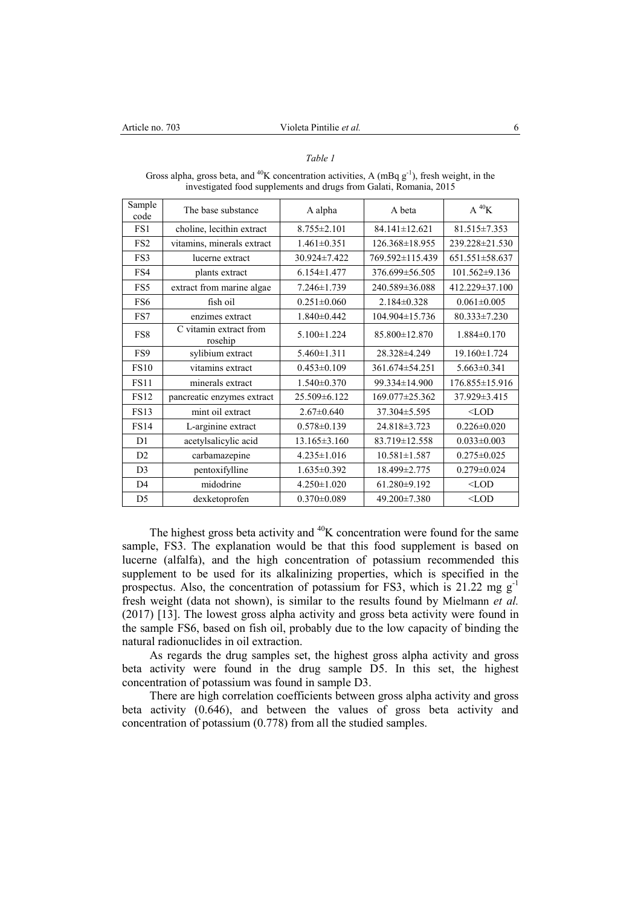*Table 1*

Gross alpha, gross beta, and $^{40}K$ concentration activities, A (mBq $g^{-1}$), fresh weight, in the investigated food supplements and drugs from Galati, Romania, 2015

| Sample code | The base substance | A alpha | A beta | A $^{40}K$ |
|---|---|---|---|---|
| FS1 | choline, lecithin extract | 8.755±2.101 | 84.141±12.621 | 81.515±7.353 |
| FS2 | vitamins, minerals extract | 1.461±0.351 | 126.368±18.955 | 239.228±21.530 |
| FS3 | lucerne extract | 30.924±7.422 | 769.592±115.439 | 651.551±58.637 |
| FS4 | plants extract | 6.154±1.477 | 376.699±56.505 | 101.562±9.136 |
| FS5 | extract from marine algae | 7.246±1.739 | 240.589±36.088 | 412.229±37.100 |
| FS6 | fish oil | 0.251±0.060 | 2.184±0.328 | 0.061±0.005 |
| FS7 | enzimes extract | 1.840±0.442 | 104.904±15.736 | 80.333±7.230 |
| FS8 | C vitamin extract from rosehip | 5.100±1.224 | 85.800±12.870 | 1.884±0.170 |
| FS9 | sylibium extract | 5.460±1.311 | 28.328±4.249 | 19.160±1.724 |
| FS10 | vitamins extract | 0.453±0.109 | 361.674±54.251 | 5.663±0.341 |
| FS11 | minerals extract | 1.540±0.370 | 99.334±14.900 | 176.855±15.916 |
| FS12 | pancreatic enzymes extract | 25.509±6.122 | 169.077±25.362 | 37.929±3.415 |
| FS13 | mint oil extract | 2.67±0.640 | 37.304±5.595 | <LOD |
| FS14 | L-arginine extract | 0.578±0.139 | 24.818±3.723 | 0.226±0.020 |
| D1 | acetylsalicylic acid | 13.165±3.160 | 83.719±12.558 | 0.033±0.003 |
| D2 | carbamazepine | 4.235±1.016 | 10.581±1.587 | 0.275±0.025 |
| D3 | pentoxifylline | 1.635±0.392 | 18.499±2.775 | 0.279±0.024 |
| D4 | midodrine | 4.250±1.020 | 61.280±9.192 | <LOD |
| D5 | dexketoprofen | 0.370±0.089 | 49.200±7.380 | <LOD |

The highest gross beta activity and $^{40}K$ concentration were found for the same sample, FS3. The explanation would be that this food supplement is based on lucerne (alfalfa), and the high concentration of potassium recommended this supplement to be used for its alkalinizing properties, which is specified in the prospectus. Also, the concentration of potassium for FS3, which is 21.22 mg $g^{-1}$ fresh weight (data not shown), is similar to the results found by Mielmann *et al.* (2017) [13]. The lowest gross alpha activity and gross beta activity were found in the sample FS6, based on fish oil, probably due to the low capacity of binding the natural radionuclides in oil extraction.

As regards the drug samples set, the highest gross alpha activity and gross beta activity were found in the drug sample D5. In this set, the highest concentration of potassium was found in sample D3.

There are high correlation coefficients between gross alpha activity and gross beta activity (0.646), and between the values of gross beta activity and concentration of potassium (0.778) from all the studied samples.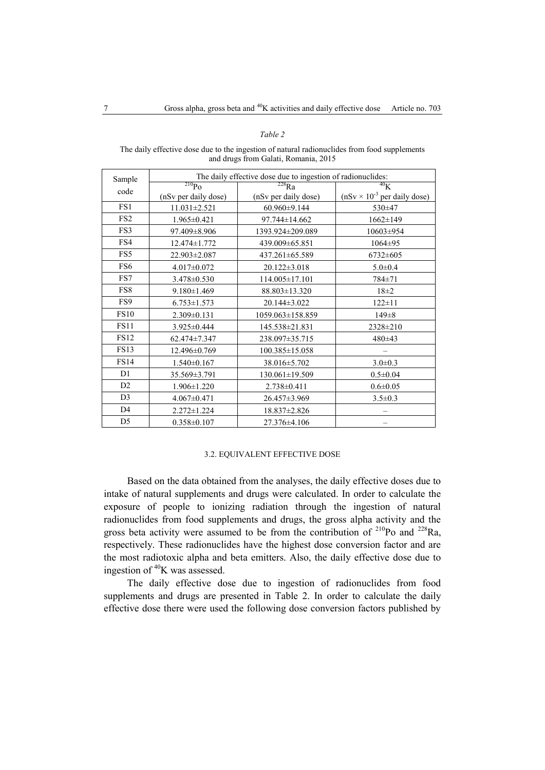*Table 2*

The daily effective dose due to the ingestion of natural radionuclides from food supplements and drugs from Galati, Romania, 2015

| Sample code | The daily effective dose due to ingestion of radionuclides: | | |
|---|---|---|---|
| | $^{210}$Po (nSv per daily dose) | $^{228}$Ra (nSv per daily dose) | $^{40}$K (nSv × $10^{-3}$ per daily dose) |
| FS1 | 11.031±2.521 | 60.960±9.144 | 530±47 |
| FS2 | 1.965±0.421 | 97.744±14.662 | 1662±149 |
| FS3 | 97.409±8.906 | 1393.924±209.089 | 10603±954 |
| FS4 | 12.474±1.772 | 439.009±65.851 | 1064±95 |
| FS5 | 22.903±2.087 | 437.261±65.589 | 6732±605 |
| FS6 | 4.017±0.072 | 20.122±3.018 | 5.0±0.4 |
| FS7 | 3.478±0.530 | 114.005±17.101 | 784±71 |
| FS8 | 9.180±1.469 | 88.803±13.320 | 18±2 |
| FS9 | 6.753±1.573 | 20.144±3.022 | 122±11 |
| FS10 | 2.309±0.131 | 1059.063±158.859 | 149±8 |
| FS11 | 3.925±0.444 | 145.538±21.831 | 2328±210 |
| FS12 | 62.474±7.347 | 238.097±35.715 | 480±43 |
| FS13 | 12.496±0.769 | 100.385±15.058 | – |
| FS14 | 1.540±0.167 | 38.016±5.702 | 3.0±0.3 |
| D1 | 35.569±3.791 | 130.061±19.509 | 0.5±0.04 |
| D2 | 1.906±1.220 | 2.738±0.411 | 0.6±0.05 |
| D3 | 4.067±0.471 | 26.457±3.969 | 3.5±0.3 |
| D4 | 2.272±1.224 | 18.837±2.826 | – |
| D5 | 0.358±0.107 | 27.376±4.106 | – |

### 3.2. EQUIVALENT EFFECTIVE DOSE

Based on the data obtained from the analyses, the daily effective doses due to intake of natural supplements and drugs were calculated. In order to calculate the exposure of people to ionizing radiation through the ingestion of natural radionuclides from food supplements and drugs, the gross alpha activity and the gross beta activity were assumed to be from the contribution of $^{210}$Po and $^{228}$Ra, respectively. These radionuclides have the highest dose conversion factor and are the most radiotoxic alpha and beta emitters. Also, the daily effective dose due to ingestion of $^{40}$K was assessed.

The daily effective dose due to ingestion of radionuclides from food supplements and drugs are presented in Table 2. In order to calculate the daily effective dose there were used the following dose conversion factors published by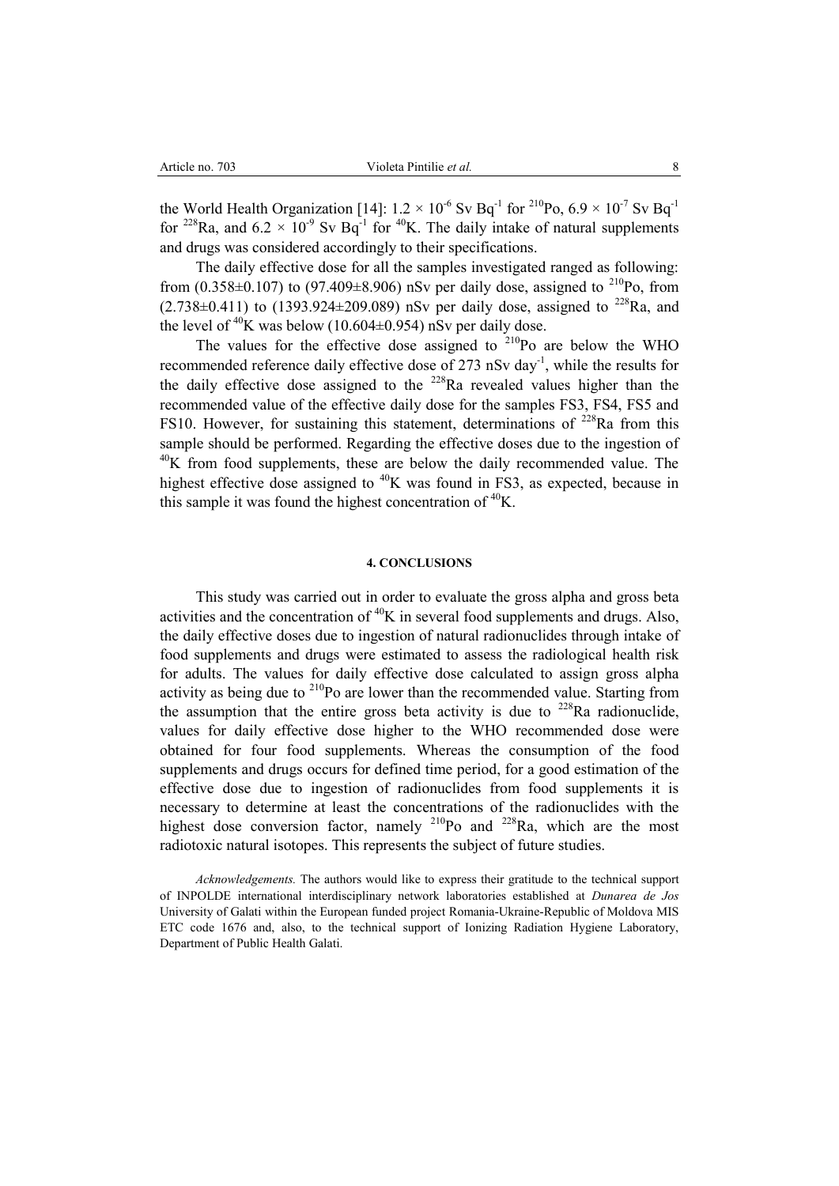the World Health Organization [14]: $1.2 \times 10^{-6}$ Sv Bq$^{-1}$ for $^{210}$Po, $6.9 \times 10^{-7}$ Sv Bq$^{-1}$ for $^{228}$Ra, and $6.2 \times 10^{-9}$ Sv Bq$^{-1}$ for $^{40}$K. The daily intake of natural supplements and drugs was considered accordingly to their specifications.

The daily effective dose for all the samples investigated ranged as following: from (0.358±0.107) to (97.409±8.906) nSv per daily dose, assigned to $^{210}$Po, from (2.738±0.411) to (1393.924±209.089) nSv per daily dose, assigned to $^{228}$Ra, and the level of $^{40}$K was below (10.604±0.954) nSv per daily dose.

The values for the effective dose assigned to $^{210}$Po are below the WHO recommended reference daily effective dose of 273 nSv day$^{-1}$, while the results for the daily effective dose assigned to the $^{228}$Ra revealed values higher than the recommended value of the effective daily dose for the samples FS3, FS4, FS5 and FS10. However, for sustaining this statement, determinations of $^{228}$Ra from this sample should be performed. Regarding the effective doses due to the ingestion of $^{40}$K from food supplements, these are below the daily recommended value. The highest effective dose assigned to $^{40}$K was found in FS3, as expected, because in this sample it was found the highest concentration of $^{40}$K.

#### 4. CONCLUSIONS

This study was carried out in order to evaluate the gross alpha and gross beta activities and the concentration of $^{40}$K in several food supplements and drugs. Also, the daily effective doses due to ingestion of natural radionuclides through intake of food supplements and drugs were estimated to assess the radiological health risk for adults. The values for daily effective dose calculated to assign gross alpha activity as being due to $^{210}$Po are lower than the recommended value. Starting from the assumption that the entire gross beta activity is due to $^{228}$Ra radionuclide, values for daily effective dose higher to the WHO recommended dose were obtained for four food supplements. Whereas the consumption of the food supplements and drugs occurs for defined time period, for a good estimation of the effective dose due to ingestion of radionuclides from food supplements it is necessary to determine at least the concentrations of the radionuclides with the highest dose conversion factor, namely $^{210}$Po and $^{228}$Ra, which are the most radiotoxic natural isotopes. This represents the subject of future studies.

*Acknowledgements.* The authors would like to express their gratitude to the technical support of INPOLDE international interdisciplinary network laboratories established at *Dunarea de Jos* University of Galati within the European funded project Romania-Ukraine-Republic of Moldova MIS ETC code 1676 and, also, to the technical support of Ionizing Radiation Hygiene Laboratory, Department of Public Health Galati.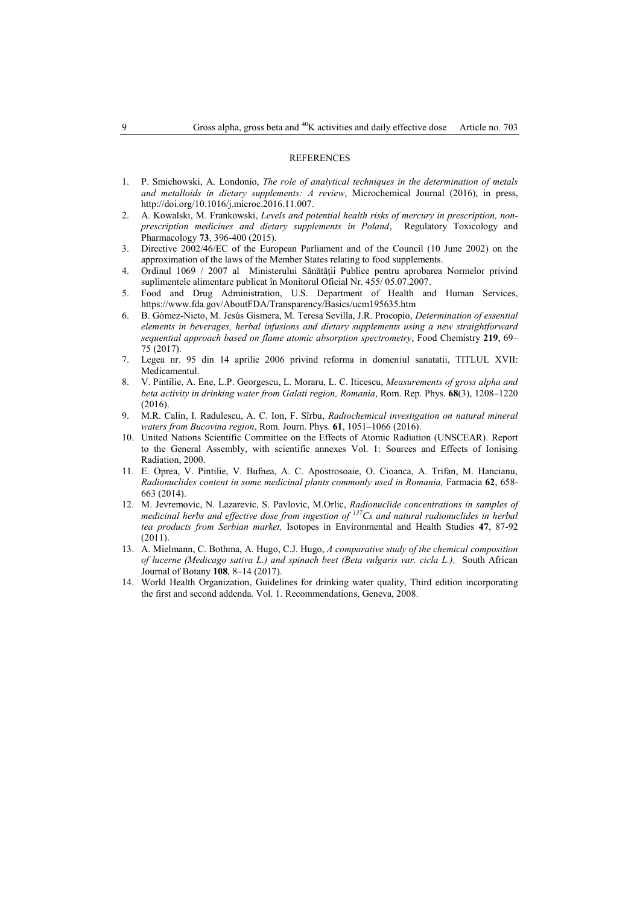## REFERENCES

1. P. Smichowski, A. Londonio, *The role of analytical techniques in the determination of metals and metalloids in dietary supplements: A review*, Microchemical Journal (2016), in press, http://doi.org/10.1016/j.microc.2016.11.007.
2. A. Kowalski, M. Frankowski, *Levels and potential health risks of mercury in prescription, non-prescription medicines and dietary supplements in Poland*, Regulatory Toxicology and Pharmacology **73**, 396-400 (2015).
3. Directive 2002/46/EC of the European Parliament and of the Council (10 June 2002) on the approximation of the laws of the Member States relating to food supplements.
4. Ordinul 1069 / 2007 al Ministerului Sănătății Publice pentru aprobarea Normelor privind suplimentele alimentare publicat în Monitorul Oficial Nr. 455/ 05.07.2007.
5. Food and Drug Administration, U.S. Department of Health and Human Services, https://www.fda.gov/AboutFDA/Transparency/Basics/ucm195635.htm
6. B. Gómez-Nieto, M. Jesús Gismera, M. Teresa Sevilla, J.R. Procopio, *Determination of essential elements in beverages, herbal infusions and dietary supplements using a new straightforward sequential approach based on flame atomic absorption spectrometry*, Food Chemistry **219**, 69–75 (2017).
7. Legea nr. 95 din 14 aprilie 2006 privind reforma in domeniul sanatatii, TITLUL XVII: Medicamentul.
8. V. Pintilie, A. Ene, L.P. Georgescu, L. Moraru, L. C. Iticescu, *Measurements of gross alpha and beta activity in drinking water from Galati region, Romania*, Rom. Rep. Phys. **68**(3), 1208–1220 (2016).
9. M.R. Calin, I. Radulescu, A. C. Ion, F. Sîrbu, *Radiochemical investigation on natural mineral waters from Bucovina region*, Rom. Journ. Phys. **61**, 1051–1066 (2016).
10. United Nations Scientific Committee on the Effects of Atomic Radiation (UNSCEAR). Report to the General Assembly, with scientific annexes Vol. 1: Sources and Effects of Ionising Radiation, 2000.
11. E. Oprea, V. Pintilie, V. Bufnea, A. C. Apostrosoaie, O. Cioanca, A. Trifan, M. Hancianu, *Radionuclides content in some medicinal plants commonly used in Romania,* Farmacia **62**, 658-663 (2014).
12. M. Jevremovic, N. Lazarevic, S. Pavlovic, M.Orlic, *Radionuclide concentrations in samples of medicinal herbs and effective dose from ingestion of $^{137}Cs$ and natural radionuclides in herbal tea products from Serbian market,* Isotopes in Environmental and Health Studies **47**, 87-92 (2011).
13. A. Mielmann, C. Bothma, A. Hugo, C.J. Hugo, *A comparative study of the chemical composition of lucerne (Medicago sativa L.) and spinach beet (Beta vulgaris var. cicla L.),* South African Journal of Botany **108**, 8–14 (2017).
14. World Health Organization, Guidelines for drinking water quality, Third edition incorporating the first and second addenda. Vol. 1. Recommendations, Geneva, 2008.